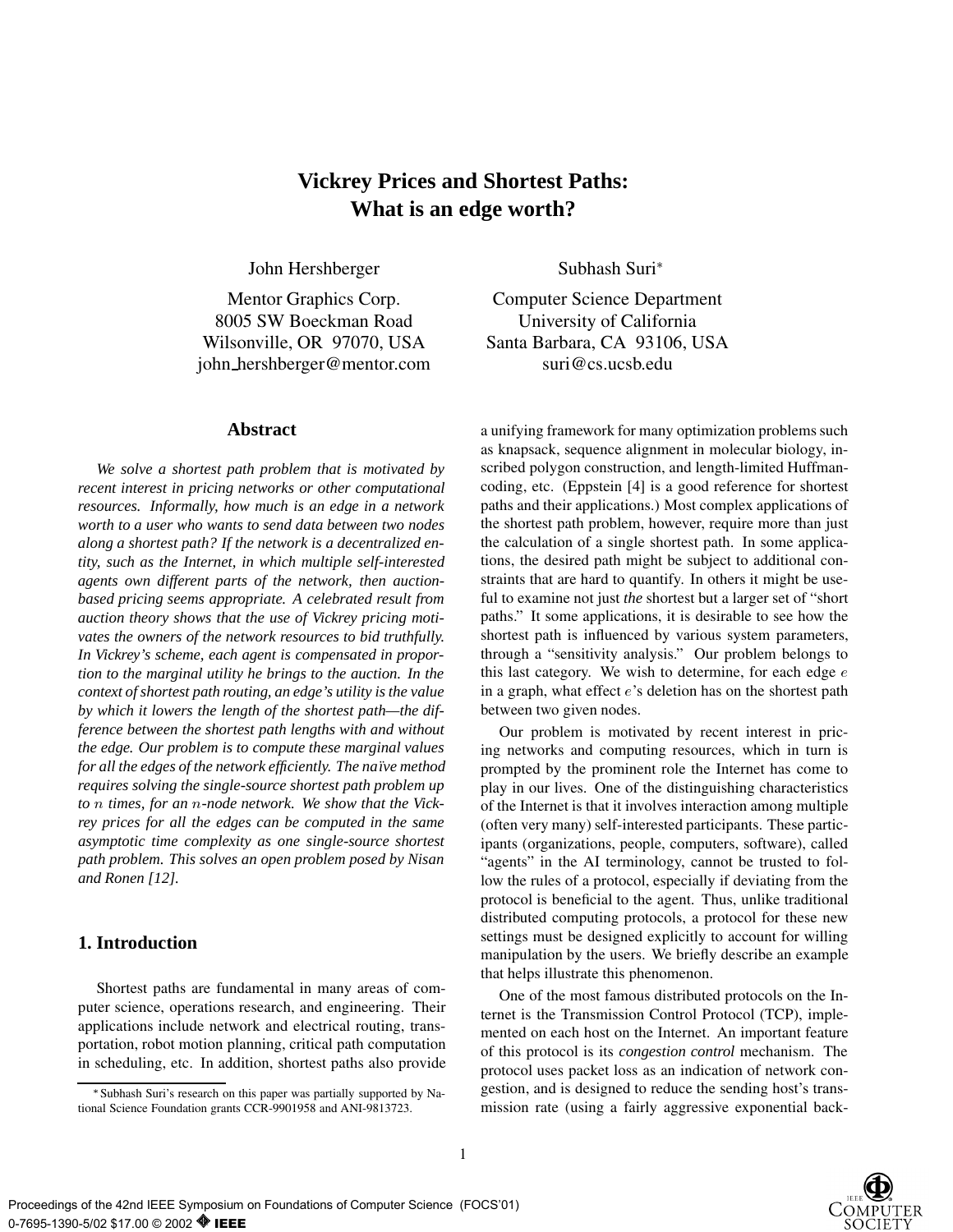# Vickrey Prices and Shortest Paths: What is an edge worth?

John Hershberger
Mentor Graphics Corp.
8005 SW Boeckman Road
Wilsonville, OR 97070, USA
john_hershberger@mentor.com

Subhash Suri*
Computer Science Department
University of California
Santa Barbara, CA 93106, USA
suri@cs.ucsb.edu

## Abstract

*We solve a shortest path problem that is motivated by recent interest in pricing networks or other computational resources. Informally, how much is an edge in a network worth to a user who wants to send data between two nodes along a shortest path? If the network is a decentralized entity, such as the Internet, in which multiple self-interested agents own different parts of the network, then auction-based pricing seems appropriate. A celebrated result from auction theory shows that the use of Vickrey pricing motivates the owners of the network resources to bid truthfully. In Vickrey's scheme, each agent is compensated in proportion to the marginal utility he brings to the auction. In the context of shortest path routing, an edge's utility is the value by which it lowers the length of the shortest path—the difference between the shortest path lengths with and without the edge. Our problem is to compute these marginal values for all the edges of the network efficiently. The naïve method requires solving the single-source shortest path problem up to $n$ times, for an $n$-node network. We show that the Vickrey prices for all the edges can be computed in the same asymptotic time complexity as one single-source shortest path problem. This solves an open problem posed by Nisan and Ronen [12].*

## 1. Introduction

Shortest paths are fundamental in many areas of computer science, operations research, and engineering. Their applications include network and electrical routing, transportation, robot motion planning, critical path computation in scheduling, etc. In addition, shortest paths also provide a unifying framework for many optimization problems such as knapsack, sequence alignment in molecular biology, inscribed polygon construction, and length-limited Huffman-coding, etc. (Eppstein [4] is a good reference for shortest paths and their applications.) Most complex applications of the shortest path problem, however, require more than just the calculation of a single shortest path. In some applications, the desired path might be subject to additional constraints that are hard to quantify. In others it might be useful to examine not just *the* shortest but a larger set of "short paths." It some applications, it is desirable to see how the shortest path is influenced by various system parameters, through a "sensitivity analysis." Our problem belongs to this last category. We wish to determine, for each edge $e$ in a graph, what effect $e$'s deletion has on the shortest path between two given nodes.

Our problem is motivated by recent interest in pricing networks and computing resources, which in turn is prompted by the prominent role the Internet has come to play in our lives. One of the distinguishing characteristics of the Internet is that it involves interaction among multiple (often very many) self-interested participants. These participants (organizations, people, computers, software), called "agents" in the AI terminology, cannot be trusted to follow the rules of a protocol, especially if deviating from the protocol is beneficial to the agent. Thus, unlike traditional distributed computing protocols, a protocol for these new settings must be designed explicitly to account for willing manipulation by the users. We briefly describe an example that helps illustrate this phenomenon.

One of the most famous distributed protocols on the Internet is the Transmission Control Protocol (TCP), implemented on each host on the Internet. An important feature of this protocol is its *congestion control* mechanism. The protocol uses packet loss as an indication of network congestion, and is designed to reduce the sending host's transmission rate (using a fairly aggressive exponential back-

*Subhash Suri's research on this paper was partially supported by National Science Foundation grants CCR-9901958 and ANI-9813723.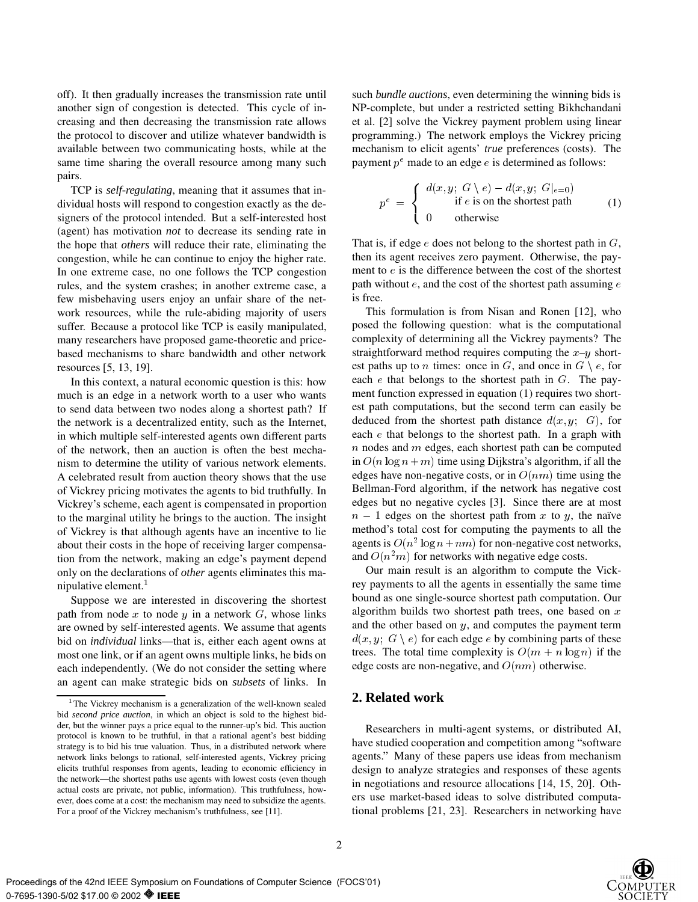off). It then gradually increases the transmission rate until another sign of congestion is detected. This cycle of increasing and then decreasing the transmission rate allows the protocol to discover and utilize whatever bandwidth is available between two communicating hosts, while at the same time sharing the overall resource among many such pairs.

TCP is *self-regulating*, meaning that it assumes that individual hosts will respond to congestion exactly as the designers of the protocol intended. But a self-interested host (agent) has motivation *not* to decrease its sending rate in the hope that *others* will reduce their rate, eliminating the congestion, while he can continue to enjoy the higher rate. In one extreme case, no one follows the TCP congestion rules, and the system crashes; in another extreme case, a few misbehaving users enjoy an unfair share of the network resources, while the rule-abiding majority of users suffer. Because a protocol like TCP is easily manipulated, many researchers have proposed game-theoretic and price-based mechanisms to share bandwidth and other network resources [5, 13, 19].

In this context, a natural economic question is this: how much is an edge in a network worth to a user who wants to send data between two nodes along a shortest path? If the network is a decentralized entity, such as the Internet, in which multiple self-interested agents own different parts of the network, then an auction is often the best mechanism to determine the utility of various network elements. A celebrated result from auction theory shows that the use of Vickrey pricing motivates the agents to bid truthfully. In Vickrey's scheme, each agent is compensated in proportion to the marginal utility he brings to the auction. The insight of Vickrey is that although agents have an incentive to lie about their costs in the hope of receiving larger compensation from the network, making an edge's payment depend only on the declarations of *other* agents eliminates this manipulative element.[1]

Suppose we are interested in discovering the shortest path from node $x$ to node $y$ in a network $G$, whose links are owned by self-interested agents. We assume that agents bid on *individual* links—that is, either each agent owns at most one link, or if an agent owns multiple links, he bids on each independently. (We do not consider the setting where an agent can make strategic bids on *subsets* of links. In such *bundle auctions*, even determining the winning bids is NP-complete, but under a restricted setting Bikhchandani et al. [2] solve the Vickrey payment problem using linear programming.) The network employs the Vickrey pricing mechanism to elicit agents' ***true*** preferences (costs). The payment $p^e$ made to an edge $e$ is determined as follows:

$$p^e = \begin{cases} d(x,y;\ G \setminus e) - d(x,y;\ G|_{e=0}) \\ \quad \text{if } e \text{ is on the shortest path} \\ 0 \quad \text{otherwise} \end{cases} \tag{1}$$

That is, if edge $e$ does not belong to the shortest path in $G$, then its agent receives zero payment. Otherwise, the payment to $e$ is the difference between the cost of the shortest path without $e$, and the cost of the shortest path assuming $e$ is free.

This formulation is from Nisan and Ronen [12], who posed the following question: what is the computational complexity of determining all the Vickrey payments? The straightforward method requires computing the $x$–$y$ shortest paths up to $n$ times: once in $G$, and once in $G \setminus e$, for each $e$ that belongs to the shortest path in $G$. The payment function expressed in equation (1) requires two shortest path computations, but the second term can easily be deduced from the shortest path distance $d(x,y;\ G)$, for each $e$ that belongs to the shortest path. In a graph with $n$ nodes and $m$ edges, each shortest path can be computed in $O(n \log n + m)$ time using Dijkstra's algorithm, if all the edges have non-negative costs, or in $O(nm)$ time using the Bellman-Ford algorithm, if the network has negative cost edges but no negative cycles [3]. Since there are at most $n - 1$ edges on the shortest path from $x$ to $y$, the naïve method's total cost for computing the payments to all the agents is $O(n^2 \log n + nm)$ for non-negative cost networks, and $O(n^2 m)$ for networks with negative edge costs.

Our main result is an algorithm to compute the Vickrey payments to all the agents in essentially the same time bound as one single-source shortest path computation. Our algorithm builds two shortest path trees, one based on $x$ and the other based on $y$, and computes the payment term $d(x,y;\ G \setminus e)$ for each edge $e$ by combining parts of these trees. The total time complexity is $O(m + n \log n)$ if the edge costs are non-negative, and $O(nm)$ otherwise.

## 2. Related work

Researchers in multi-agent systems, or distributed AI, have studied cooperation and competition among "software agents." Many of these papers use ideas from mechanism design to analyze strategies and responses of these agents in negotiations and resource allocations [14, 15, 20]. Others use market-based ideas to solve distributed computational problems [21, 23]. Researchers in networking have

[1] The Vickrey mechanism is a generalization of the well-known sealed bid *second price auction*, in which an object is sold to the highest bidder, but the winner pays a price equal to the runner-up's bid. This auction protocol is known to be truthful, in that a rational agent's best bidding strategy is to bid his true valuation. Thus, in a distributed network where network links belongs to rational, self-interested agents, Vickrey pricing elicits truthful responses from agents, leading to economic efficiency in the network—the shortest paths use agents with lowest costs (even though actual costs are private, not public, information). This truthfulness, however, does come at a cost: the mechanism may need to subsidize the agents. For a proof of the Vickrey mechanism's truthfulness, see [11].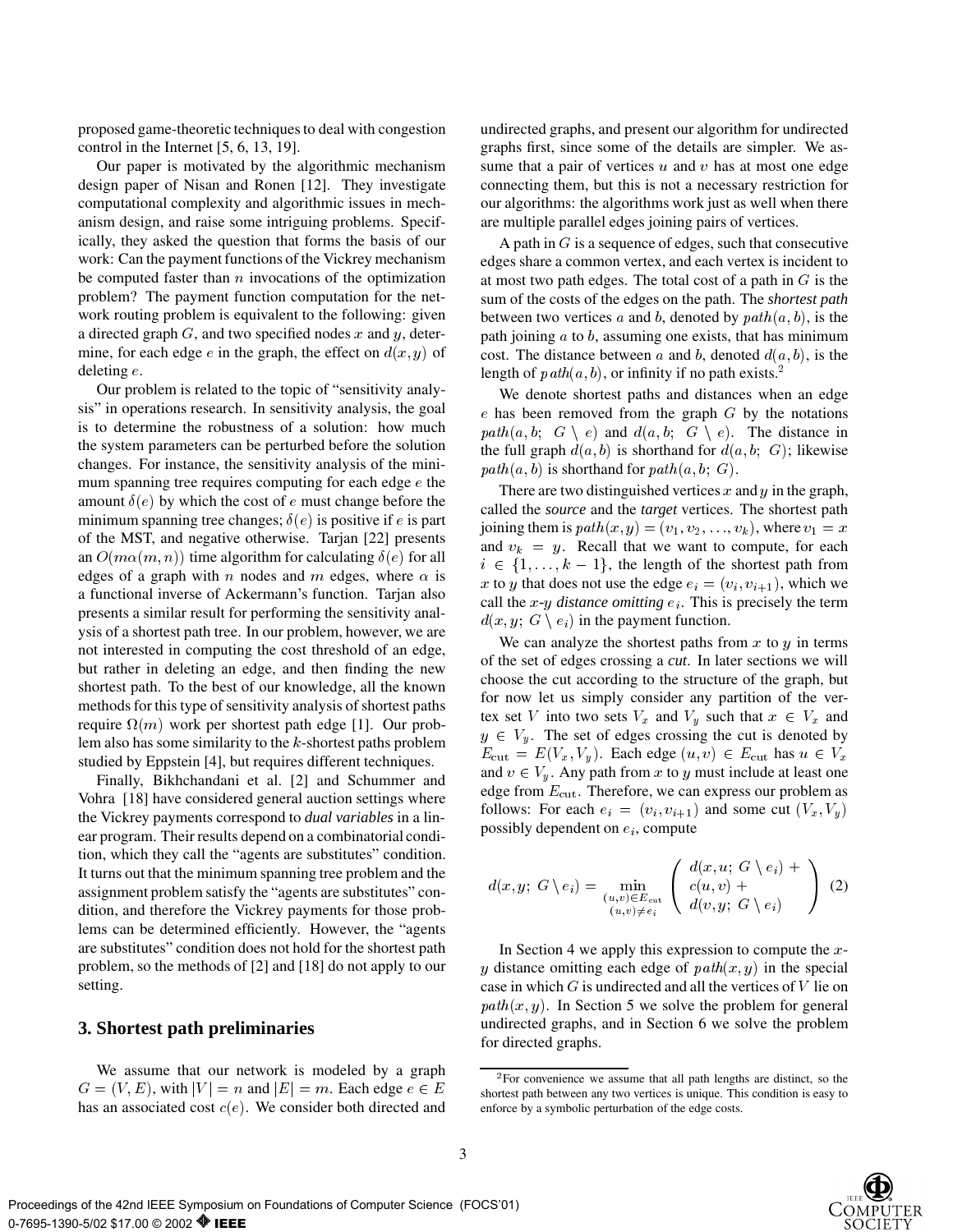proposed game-theoretic techniques to deal with congestion control in the Internet [5, 6, 13, 19].

Our paper is motivated by the algorithmic mechanism design paper of Nisan and Ronen [12]. They investigate computational complexity and algorithmic issues in mechanism design, and raise some intriguing problems. Specifically, they asked the question that forms the basis of our work: Can the payment functions of the Vickrey mechanism be computed faster than $n$ invocations of the optimization problem? The payment function computation for the network routing problem is equivalent to the following: given a directed graph $G$, and two specified nodes $x$ and $y$, determine, for each edge $e$ in the graph, the effect on $d(x,y)$ of deleting $e$.

Our problem is related to the topic of "sensitivity analysis" in operations research. In sensitivity analysis, the goal is to determine the robustness of a solution: how much the system parameters can be perturbed before the solution changes. For instance, the sensitivity analysis of the minimum spanning tree requires computing for each edge $e$ the amount $\delta(e)$ by which the cost of $e$ must change before the minimum spanning tree changes; $\delta(e)$ is positive if $e$ is part of the MST, and negative otherwise. Tarjan [22] presents an $O(m\alpha(m,n))$ time algorithm for calculating $\delta(e)$ for all edges of a graph with $n$ nodes and $m$ edges, where $\alpha$ is a functional inverse of Ackermann's function. Tarjan also presents a similar result for performing the sensitivity analysis of a shortest path tree. In our problem, however, we are not interested in computing the cost threshold of an edge, but rather in deleting an edge, and then finding the new shortest path. To the best of our knowledge, all the known methods for this type of sensitivity analysis of shortest paths require $\Omega(m)$ work per shortest path edge [1]. Our problem also has some similarity to the $k$-shortest paths problem studied by Eppstein [4], but requires different techniques.

Finally, Bikhchandani et al. [2] and Schummer and Vohra [18] have considered general auction settings where the Vickrey payments correspond to *dual variables* in a linear program. Their results depend on a combinatorial condition, which they call the "agents are substitutes" condition. It turns out that the minimum spanning tree problem and the assignment problem satisfy the "agents are substitutes" condition, and therefore the Vickrey payments for those problems can be determined efficiently. However, the "agents are substitutes" condition does not hold for the shortest path problem, so the methods of [2] and [18] do not apply to our setting.

## 3. Shortest path preliminaries

We assume that our network is modeled by a graph $G = (V, E)$, with $|V| = n$ and $|E| = m$. Each edge $e \in E$ has an associated cost $c(e)$. We consider both directed and undirected graphs, and present our algorithm for undirected graphs first, since some of the details are simpler. We assume that a pair of vertices $u$ and $v$ has at most one edge connecting them, but this is not a necessary restriction for our algorithms: the algorithms work just as well when there are multiple parallel edges joining pairs of vertices.

A path in $G$ is a sequence of edges, such that consecutive edges share a common vertex, and each vertex is incident to at most two path edges. The total cost of a path in $G$ is the sum of the costs of the edges on the path. The *shortest path* between two vertices $a$ and $b$, denoted by $path(a,b)$, is the path joining $a$ to $b$, assuming one exists, that has minimum cost. The distance between $a$ and $b$, denoted $d(a,b)$, is the length of $path(a,b)$, or infinity if no path exists.[2]

We denote shortest paths and distances when an edge $e$ has been removed from the graph $G$ by the notations $path(a,b;\ G \setminus e)$ and $d(a,b;\ G \setminus e)$. The distance in the full graph $d(a,b)$ is shorthand for $d(a,b;\ G)$; likewise $path(a,b)$ is shorthand for $path(a,b;\ G)$.

There are two distinguished vertices $x$ and $y$ in the graph, called the *source* and the *target* vertices. The shortest path joining them is $path(x,y) = (v_1, v_2, \ldots, v_k)$, where $v_1 = x$ and $v_k = y$. Recall that we want to compute, for each $i \in \{1, \ldots, k-1\}$, the length of the shortest path from $x$ to $y$ that does not use the edge $e_i = (v_i, v_{i+1})$, which we call the *$x$-$y$ distance omitting $e_i$*. This is precisely the term $d(x,y;\ G \setminus e_i)$ in the payment function.

We can analyze the shortest paths from $x$ to $y$ in terms of the set of edges crossing a *cut*. In later sections we will choose the cut according to the structure of the graph, but for now let us simply consider any partition of the vertex set $V$ into two sets $V_x$ and $V_y$ such that $x \in V_x$ and $y \in V_y$. The set of edges crossing the cut is denoted by $E_{\text{cut}} = E(V_x, V_y)$. Each edge $(u,v) \in E_{\text{cut}}$ has $u \in V_x$ and $v \in V_y$. Any path from $x$ to $y$ must include at least one edge from $E_{\text{cut}}$. Therefore, we can express our problem as follows: For each $e_i = (v_i, v_{i+1})$ and some cut $(V_x, V_y)$ possibly dependent on $e_i$, compute

$$d(x,y;\ G \setminus e_i) = \min_{\substack{(u,v) \in E_{\text{cut}} \\ (u,v) \neq e_i}} \left( \begin{array}{l} d(x,u;\ G \setminus e_i) + \\ c(u,v) + \\ d(v,y;\ G \setminus e_i) \end{array} \right) \quad (2)$$

In Section 4 we apply this expression to compute the $x$-$y$ distance omitting each edge of $path(x,y)$ in the special case in which $G$ is undirected and all the vertices of $V$ lie on $path(x,y)$. In Section 5 we solve the problem for general undirected graphs, and in Section 6 we solve the problem for directed graphs.

[2] For convenience we assume that all path lengths are distinct, so the shortest path between any two vertices is unique. This condition is easy to enforce by a symbolic perturbation of the edge costs.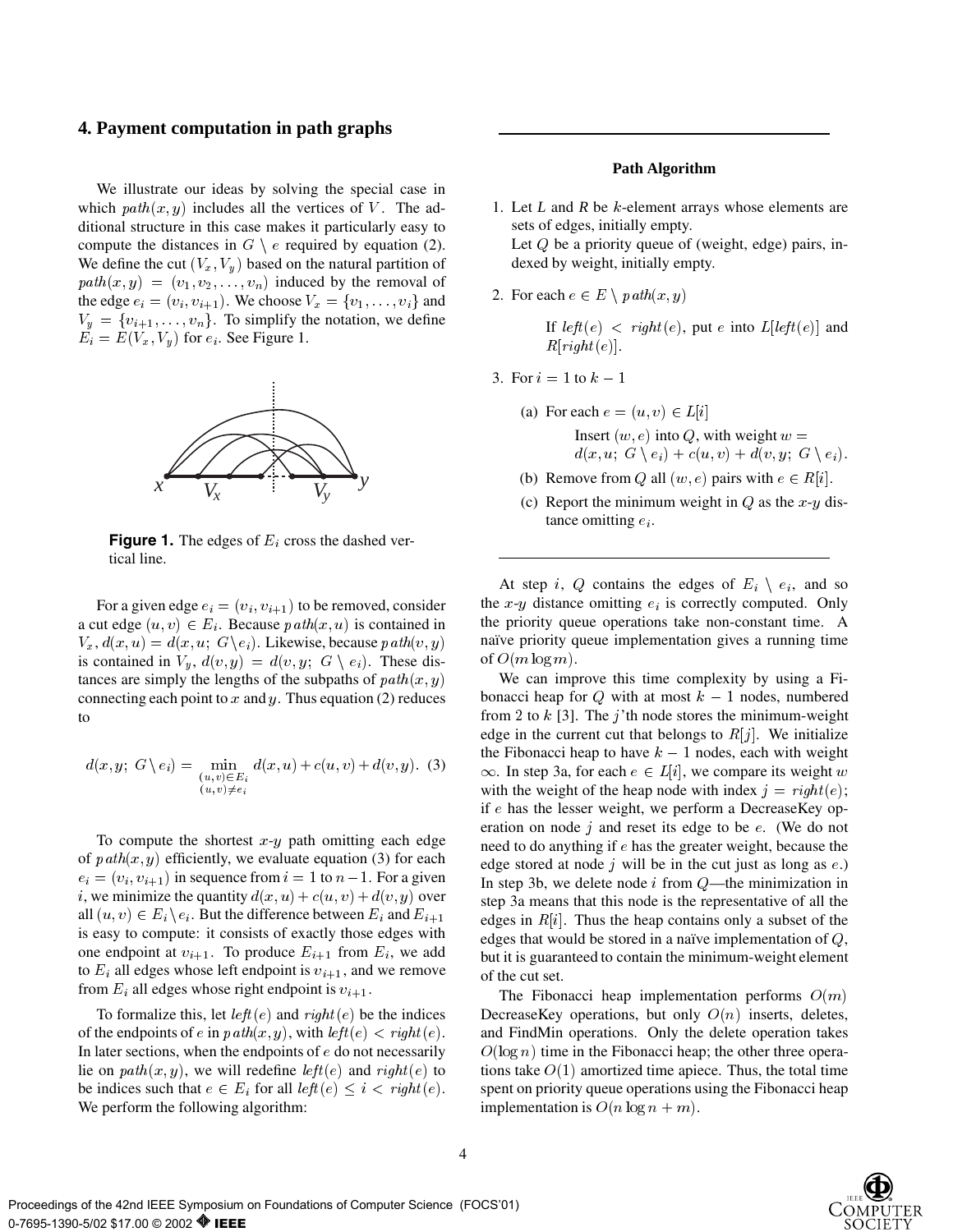## 4. Payment computation in path graphs

We illustrate our ideas by solving the special case in which $path(x, y)$ includes all the vertices of $V$. The additional structure in this case makes it particularly easy to compute the distances in $G \setminus e$ required by equation (2). We define the cut $(V_x, V_y)$ based on the natural partition of $path(x, y) = (v_1, v_2, \ldots, v_n)$ induced by the removal of the edge $e_i = (v_i, v_{i+1})$. We choose $V_x = \{v_1, \ldots, v_i\}$ and $V_y = \{v_{i+1}, \ldots, v_n\}$. To simplify the notation, we define $E_i = E(V_x, V_y)$ for $e_i$. See Figure 1.

**Figure 1.** The edges of $E_i$ cross the dashed vertical line.

For a given edge $e_i = (v_i, v_{i+1})$ to be removed, consider a cut edge $(u, v) \in E_i$. Because $path(x, u)$ is contained in $V_x$, $d(x, u) = d(x, u;\ G \setminus e_i)$. Likewise, because $path(v, y)$ is contained in $V_y$, $d(v, y) = d(v, y;\ G \setminus e_i)$. These distances are simply the lengths of the subpaths of $path(x, y)$ connecting each point to $x$ and $y$. Thus equation (2) reduces to

$$d(x, y;\ G \setminus e_i) = \min_{\substack{(u,v) \in E_i \\ (u,v) \neq e_i}} d(x, u) + c(u, v) + d(v, y). \quad (3)$$

To compute the shortest $x$-$y$ path omitting each edge of $path(x, y)$ efficiently, we evaluate equation (3) for each $e_i = (v_i, v_{i+1})$ in sequence from $i = 1$ to $n - 1$. For a given $i$, we minimize the quantity $d(x, u) + c(u, v) + d(v, y)$ over all $(u, v) \in E_i \setminus e_i$. But the difference between $E_i$ and $E_{i+1}$ is easy to compute: it consists of exactly those edges with one endpoint at $v_{i+1}$. To produce $E_{i+1}$ from $E_i$, we add to $E_i$ all edges whose left endpoint is $v_{i+1}$, and we remove from $E_i$ all edges whose right endpoint is $v_{i+1}$.

To formalize this, let $left(e)$ and $right(e)$ be the indices of the endpoints of $e$ in $path(x, y)$, with $left(e) < right(e)$. In later sections, when the endpoints of $e$ do not necessarily lie on $path(x, y)$, we will redefine $left(e)$ and $right(e)$ to be indices such that $e \in E_i$ for all $left(e) \leq i < right(e)$. We perform the following algorithm:

---

**Path Algorithm**

1. Let *L* and *R* be $k$-element arrays whose elements are sets of edges, initially empty.
   Let $Q$ be a priority queue of (weight, edge) pairs, indexed by weight, initially empty.

2. For each $e \in E \setminus path(x, y)$

   If $left(e) < right(e)$, put $e$ into $L[left(e)]$ and $R[right(e)]$.

3. For $i = 1$ to $k - 1$

   (a) For each $e = (u, v) \in L[i]$

   Insert $(w, e)$ into $Q$, with weight $w = d(x, u;\ G \setminus e_i) + c(u, v) + d(v, y;\ G \setminus e_i)$.

   (b) Remove from $Q$ all $(w, e)$ pairs with $e \in R[i]$.

   (c) Report the minimum weight in $Q$ as the $x$-$y$ distance omitting $e_i$.

---

At step $i$, $Q$ contains the edges of $E_i \setminus e_i$, and so the $x$-$y$ distance omitting $e_i$ is correctly computed. Only the priority queue operations take non-constant time. A naïve priority queue implementation gives a running time of $O(m \log m)$.

We can improve this time complexity by using a Fibonacci heap for $Q$ with at most $k - 1$ nodes, numbered from 2 to $k$ [3]. The $j$'th node stores the minimum-weight edge in the current cut that belongs to $R[j]$. We initialize the Fibonacci heap to have $k - 1$ nodes, each with weight $\infty$. In step 3a, for each $e \in L[i]$, we compare its weight $w$ with the weight of the heap node with index $j = right(e)$; if $e$ has the lesser weight, we perform a DecreaseKey operation on node $j$ and reset its edge to be $e$. (We do not need to do anything if $e$ has the greater weight, because the edge stored at node $j$ will be in the cut just as long as $e$.) In step 3b, we delete node $i$ from $Q$—the minimization in step 3a means that this node is the representative of all the edges in $R[i]$. Thus the heap contains only a subset of the edges that would be stored in a naïve implementation of $Q$, but it is guaranteed to contain the minimum-weight element of the cut set.

The Fibonacci heap implementation performs $O(m)$ DecreaseKey operations, but only $O(n)$ inserts, deletes, and FindMin operations. Only the delete operation takes $O(\log n)$ time in the Fibonacci heap; the other three operations take $O(1)$ amortized time apiece. Thus, the total time spent on priority queue operations using the Fibonacci heap implementation is $O(n \log n + m)$.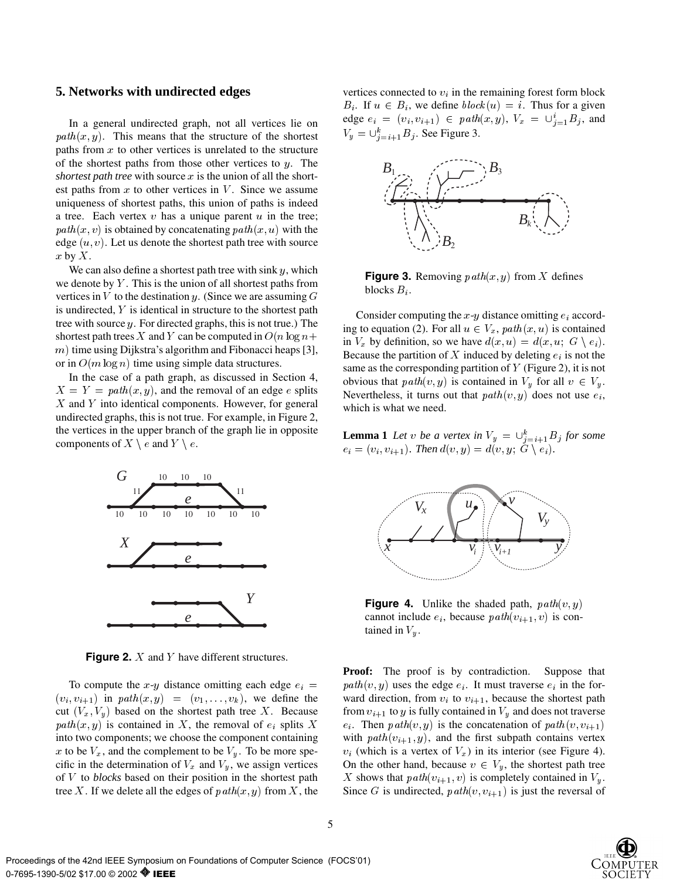## 5. Networks with undirected edges

In a general undirected graph, not all vertices lie on $path(x, y)$. This means that the structure of the shortest paths from $x$ to other vertices is unrelated to the structure of the shortest paths from those other vertices to $y$. The *shortest path tree* with source $x$ is the union of all the shortest paths from $x$ to other vertices in $V$. Since we assume uniqueness of shortest paths, this union of paths is indeed a tree. Each vertex $v$ has a unique parent $u$ in the tree; $path(x, v)$ is obtained by concatenating $path(x, u)$ with the edge $(u, v)$. Let us denote the shortest path tree with source $x$ by $X$.

We can also define a shortest path tree with sink $y$, which we denote by $Y$. This is the union of all shortest paths from vertices in $V$ to the destination $y$. (Since we are assuming $G$ is undirected, $Y$ is identical in structure to the shortest path tree with source $y$. For directed graphs, this is not true.) The shortest path trees $X$ and $Y$ can be computed in $O(n \log n + m)$ time using Dijkstra's algorithm and Fibonacci heaps [3], or in $O(m \log n)$ time using simple data structures.

In the case of a path graph, as discussed in Section 4, $X = Y = path(x, y)$, and the removal of an edge $e$ splits $X$ and $Y$ into identical components. However, for general undirected graphs, this is not true. For example, in Figure 2, the vertices in the upper branch of the graph lie in opposite components of $X \setminus e$ and $Y \setminus e$.

**Figure 2.** $X$ and $Y$ have different structures.

To compute the $x$-$y$ distance omitting each edge $e_i = (v_i, v_{i+1})$ in $path(x, y) = (v_1, \ldots, v_k)$, we define the cut $(V_x, V_y)$ based on the shortest path tree $X$. Because $path(x, y)$ is contained in $X$, the removal of $e_i$ splits $X$ into two components; we choose the component containing $x$ to be $V_x$, and the complement to be $V_y$. To be more specific in the determination of $V_x$ and $V_y$, we assign vertices of $V$ to *blocks* based on their position in the shortest path tree $X$. If we delete all the edges of $path(x, y)$ from $X$, the vertices connected to $v_i$ in the remaining forest form block $B_i$. If $u \in B_i$, we define $block(u) = i$. Thus for a given edge $e_i = (v_i, v_{i+1}) \in path(x, y)$, $V_x = \cup_{j=1}^{i} B_j$, and $V_y = \cup_{j=i+1}^{k} B_j$. See Figure 3.

**Figure 3.** Removing $path(x, y)$ from $X$ defines blocks $B_i$.

Consider computing the $x$-$y$ distance omitting $e_i$ according to equation (2). For all $u \in V_x$, $path(x, u)$ is contained in $V_x$ by definition, so we have $d(x, u) = d(x, u;\ G \setminus e_i)$. Because the partition of $X$ induced by deleting $e_i$ is not the same as the corresponding partition of $Y$ (Figure 2), it is not obvious that $path(v, y)$ is contained in $V_y$ for all $v \in V_y$. Nevertheless, it turns out that $path(v, y)$ does not use $e_i$, which is what we need.

**Lemma 1** *Let $v$ be a vertex in $V_y = \cup_{j=i+1}^{k} B_j$ for some $e_i = (v_i, v_{i+1})$. Then $d(v, y) = d(v, y;\ G \setminus e_i)$.*

**Figure 4.** Unlike the shaded path, $path(v, y)$ cannot include $e_i$, because $path(v_{i+1}, v)$ is contained in $V_y$.

**Proof:** The proof is by contradiction. Suppose that $path(v, y)$ uses the edge $e_i$. It must traverse $e_i$ in the forward direction, from $v_i$ to $v_{i+1}$, because the shortest path from $v_{i+1}$ to $y$ is fully contained in $V_y$ and does not traverse $e_i$. Then $path(v, y)$ is the concatenation of $path(v, v_{i+1})$ with $path(v_{i+1}, y)$, and the first subpath contains vertex $v_i$ (which is a vertex of $V_x$) in its interior (see Figure 4). On the other hand, because $v \in V_y$, the shortest path tree $X$ shows that $path(v_{i+1}, v)$ is completely contained in $V_y$. Since $G$ is undirected, $path(v, v_{i+1})$ is just the reversal of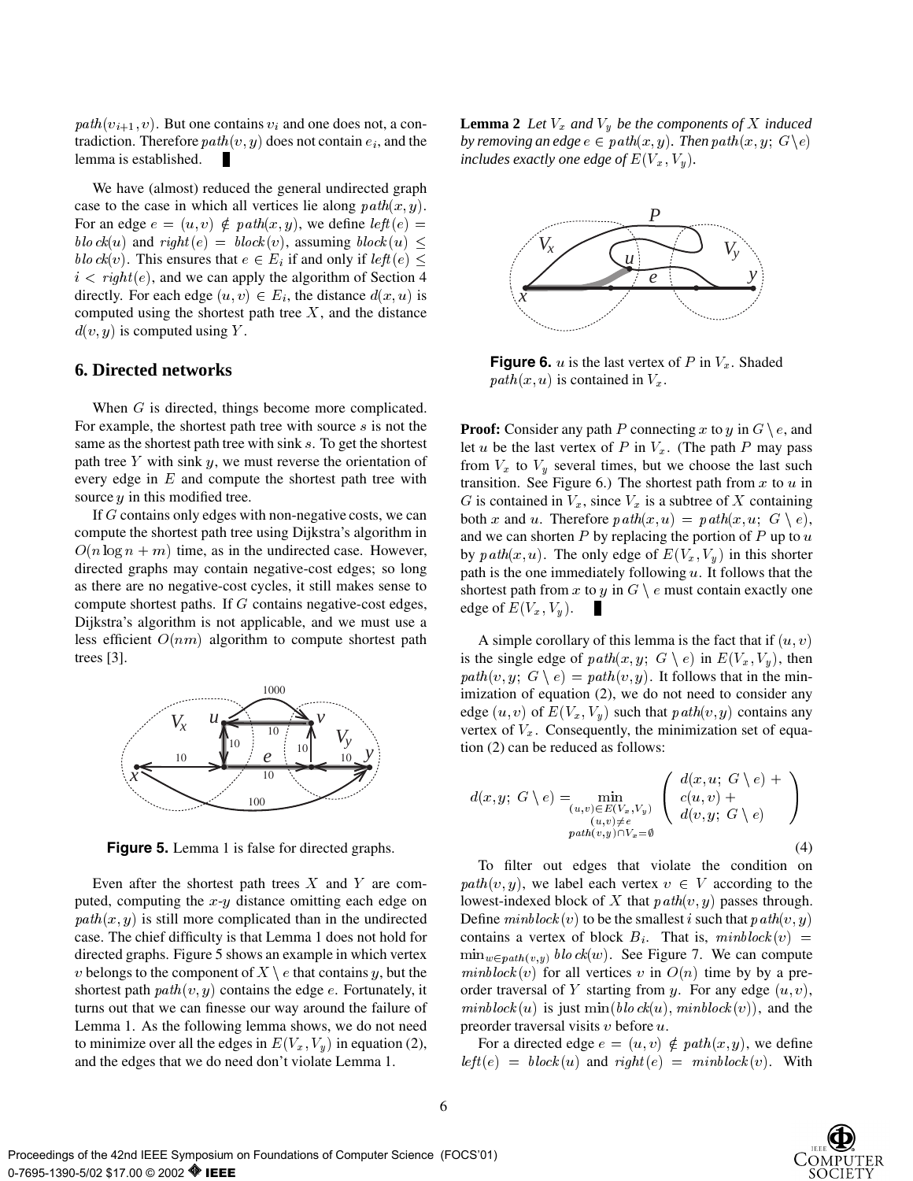$path(v_{i+1}, v)$. But one contains $v_i$ and one does not, a contradiction. Therefore $path(v, y)$ does not contain $e_i$, and the lemma is established. ∎

We have (almost) reduced the general undirected graph case to the case in which all vertices lie along $path(x, y)$. For an edge $e = (u, v) \notin path(x, y)$, we define $left(e) = block(u)$ and $right(e) = block(v)$, assuming $block(u) \leq block(v)$. This ensures that $e \in E_i$ if and only if $left(e) \leq i < right(e)$, and we can apply the algorithm of Section 4 directly. For each edge $(u, v) \in E_i$, the distance $d(x, u)$ is computed using the shortest path tree $X$, and the distance $d(v, y)$ is computed using $Y$.

## 6. Directed networks

When $G$ is directed, things become more complicated. For example, the shortest path tree with source $s$ is not the same as the shortest path tree with sink $s$. To get the shortest path tree $Y$ with sink $y$, we must reverse the orientation of every edge in $E$ and compute the shortest path tree with source $y$ in this modified tree.

If $G$ contains only edges with non-negative costs, we can compute the shortest path tree using Dijkstra's algorithm in $O(n \log n + m)$ time, as in the undirected case. However, directed graphs may contain negative-cost edges; so long as there are no negative-cost cycles, it still makes sense to compute shortest paths. If $G$ contains negative-cost edges, Dijkstra's algorithm is not applicable, and we must use a less efficient $O(nm)$ algorithm to compute shortest path trees [3].

**Figure 5.** Lemma 1 is false for directed graphs.

Even after the shortest path trees $X$ and $Y$ are computed, computing the $x$-$y$ distance omitting each edge on $path(x, y)$ is still more complicated than in the undirected case. The chief difficulty is that Lemma 1 does not hold for directed graphs. Figure 5 shows an example in which vertex $v$ belongs to the component of $X \setminus e$ that contains $y$, but the shortest path $path(v, y)$ contains the edge $e$. Fortunately, it turns out that we can finesse our way around the failure of Lemma 1. As the following lemma shows, we do not need to minimize over all the edges in $E(V_x, V_y)$ in equation (2), and the edges that we do need don't violate Lemma 1.

**Lemma 2** *Let $V_x$ and $V_y$ be the components of $X$ induced by removing an edge $e \in path(x, y)$. Then $path(x, y;\ G \setminus e)$ includes exactly one edge of $E(V_x, V_y)$.*

**Figure 6.** $u$ is the last vertex of $P$ in $V_x$. Shaded $path(x, u)$ is contained in $V_x$.

**Proof:** Consider any path $P$ connecting $x$ to $y$ in $G \setminus e$, and let $u$ be the last vertex of $P$ in $V_x$. (The path $P$ may pass from $V_x$ to $V_y$ several times, but we choose the last such transition. See Figure 6.) The shortest path from $x$ to $u$ in $G$ is contained in $V_x$, since $V_x$ is a subtree of $X$ containing both $x$ and $u$. Therefore $path(x, u) = path(x, u;\ G \setminus e)$, and we can shorten $P$ by replacing the portion of $P$ up to $u$ by $path(x, u)$. The only edge of $E(V_x, V_y)$ in this shorter path is the one immediately following $u$. It follows that the shortest path from $x$ to $y$ in $G \setminus e$ must contain exactly one edge of $E(V_x, V_y)$. ∎

A simple corollary of this lemma is the fact that if $(u, v)$ is the single edge of $path(x, y;\ G \setminus e)$ in $E(V_x, V_y)$, then $path(v, y;\ G \setminus e) = path(v, y)$. It follows that in the minimization of equation (2), we do not need to consider any edge $(u, v)$ of $E(V_x, V_y)$ such that $path(v, y)$ contains any vertex of $V_x$. Consequently, the minimization set of equation (2) can be reduced as follows:

$$d(x, y;\ G \setminus e) = \min_{\substack{(u,v) \in E(V_x, V_y) \\ (u,v) \neq e \\ path(v,y) \cap V_x = \emptyset}} \begin{pmatrix} d(x, u;\ G \setminus e) + \\ c(u, v) + \\ d(v, y;\ G \setminus e) \end{pmatrix} \tag{4}$$

To filter out edges that violate the condition on $path(v, y)$, we label each vertex $v \in V$ according to the lowest-indexed block of $X$ that $path(v, y)$ passes through. Define $minblock(v)$ to be the smallest $i$ such that $path(v, y)$ contains a vertex of block $B_i$. That is, $minblock(v) = \min_{w \in path(v,y)} block(w)$. See Figure 7. We can compute $minblock(v)$ for all vertices $v$ in $O(n)$ time by by a preorder traversal of $Y$ starting from $y$. For any edge $(u, v)$, $minblock(u)$ is just $\min(block(u), minblock(v))$, and the preorder traversal visits $v$ before $u$.

For a directed edge $e = (u, v) \notin path(x, y)$, we define $left(e) = block(u)$ and $right(e) = minblock(v)$. With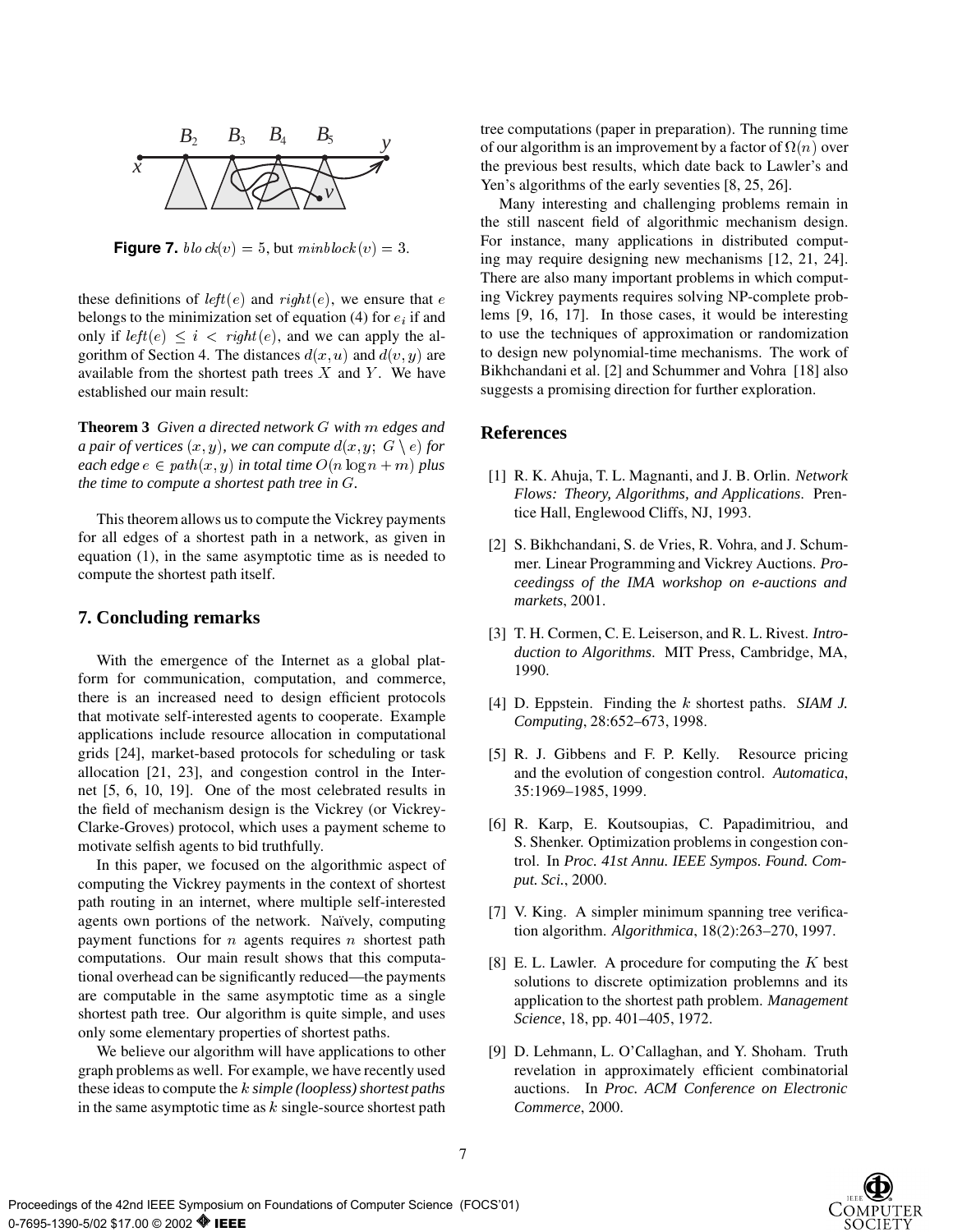**Figure 7.** $block(v) = 5$, but $minblock(v) = 3$.

these definitions of $left(e)$ and $right(e)$, we ensure that $e$ belongs to the minimization set of equation (4) for $e_i$ if and only if $left(e) \leq i < right(e)$, and we can apply the algorithm of Section 4. The distances $d(x, u)$ and $d(v, y)$ are available from the shortest path trees $X$ and $Y$. We have established our main result:

**Theorem 3** *Given a directed network $G$ with $m$ edges and a pair of vertices $(x, y)$, we can compute $d(x, y;\ G \setminus e)$ for each edge $e \in path(x, y)$ in total time $O(n \log n + m)$ plus the time to compute a shortest path tree in $G$.*

This theorem allows us to compute the Vickrey payments for all edges of a shortest path in a network, as given in equation (1), in the same asymptotic time as is needed to compute the shortest path itself.

## 7. Concluding remarks

With the emergence of the Internet as a global platform for communication, computation, and commerce, there is an increased need to design efficient protocols that motivate self-interested agents to cooperate. Example applications include resource allocation in computational grids [24], market-based protocols for scheduling or task allocation [21, 23], and congestion control in the Internet [5, 6, 10, 19]. One of the most celebrated results in the field of mechanism design is the Vickrey (or Vickrey-Clarke-Groves) protocol, which uses a payment scheme to motivate selfish agents to bid truthfully.

In this paper, we focused on the algorithmic aspect of computing the Vickrey payments in the context of shortest path routing in an internet, where multiple self-interested agents own portions of the network. Naïvely, computing payment functions for $n$ agents requires $n$ shortest path computations. Our main result shows that this computational overhead can be significantly reduced—the payments are computable in the same asymptotic time as a single shortest path tree. Our algorithm is quite simple, and uses only some elementary properties of shortest paths.

We believe our algorithm will have applications to other graph problems as well. For example, we have recently used these ideas to compute the $k$ *simple (loopless) shortest paths* in the same asymptotic time as $k$ single-source shortest path tree computations (paper in preparation). The running time of our algorithm is an improvement by a factor of $\Omega(n)$ over the previous best results, which date back to Lawler's and Yen's algorithms of the early seventies [8, 25, 26].

Many interesting and challenging problems remain in the still nascent field of algorithmic mechanism design. For instance, many applications in distributed computing may require designing new mechanisms [12, 21, 24]. There are also many important problems in which computing Vickrey payments requires solving NP-complete problems [9, 16, 17]. In those cases, it would be interesting to use the techniques of approximation or randomization to design new polynomial-time mechanisms. The work of Bikhchandani et al. [2] and Schummer and Vohra [18] also suggests a promising direction for further exploration.

## References

[1] R. K. Ahuja, T. L. Magnanti, and J. B. Orlin. *Network Flows: Theory, Algorithms, and Applications*. Prentice Hall, Englewood Cliffs, NJ, 1993.

[2] S. Bikhchandani, S. de Vries, R. Vohra, and J. Schummer. Linear Programming and Vickrey Auctions. *Proceedingss of the IMA workshop on e-auctions and markets*, 2001.

[3] T. H. Cormen, C. E. Leiserson, and R. L. Rivest. *Introduction to Algorithms*. MIT Press, Cambridge, MA, 1990.

[4] D. Eppstein. Finding the $k$ shortest paths. *SIAM J. Computing*, 28:652–673, 1998.

[5] R. J. Gibbens and F. P. Kelly. Resource pricing and the evolution of congestion control. *Automatica*, 35:1969–1985, 1999.

[6] R. Karp, E. Koutsoupias, C. Papadimitriou, and S. Shenker. Optimization problems in congestion control. In *Proc. 41st Annu. IEEE Sympos. Found. Comput. Sci.*, 2000.

[7] V. King. A simpler minimum spanning tree verification algorithm. *Algorithmica*, 18(2):263–270, 1997.

[8] E. L. Lawler. A procedure for computing the $K$ best solutions to discrete optimization problemns and its application to the shortest path problem. *Management Science*, 18, pp. 401–405, 1972.

[9] D. Lehmann, L. O'Callaghan, and Y. Shoham. Truth revelation in approximately efficient combinatorial auctions. In *Proc. ACM Conference on Electronic Commerce*, 2000.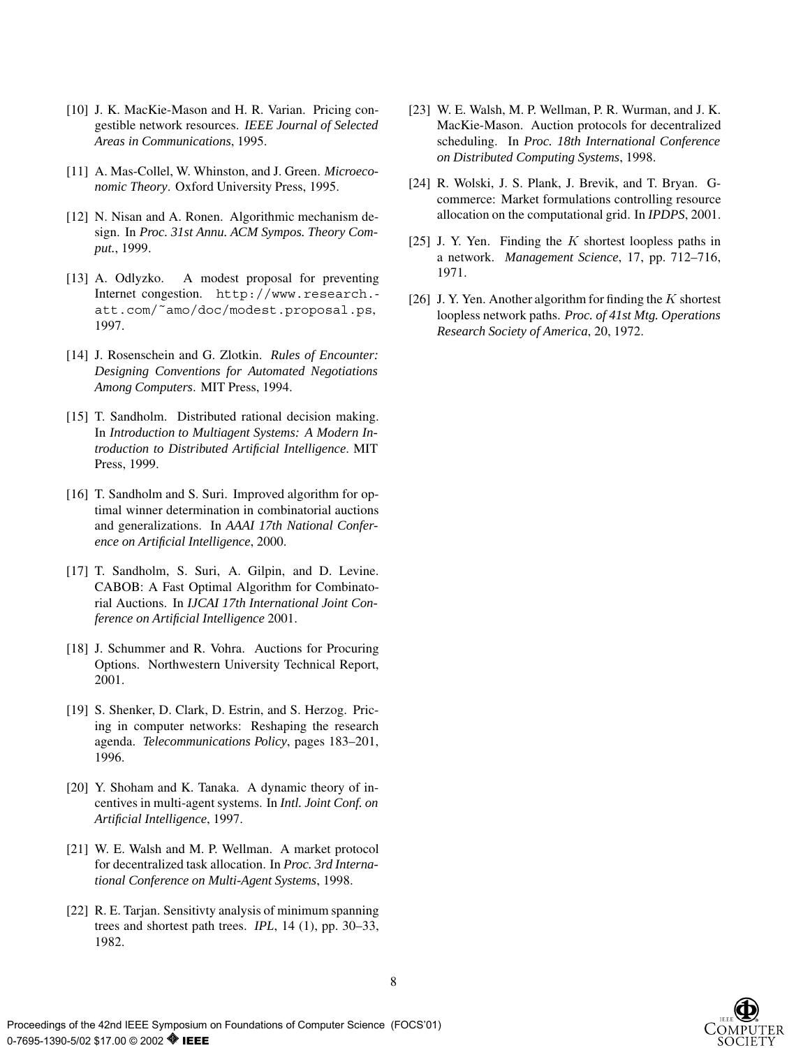[10] J. K. MacKie-Mason and H. R. Varian. Pricing congestible network resources. *IEEE Journal of Selected Areas in Communications*, 1995.

[11] A. Mas-Collel, W. Whinston, and J. Green. *Microeconomic Theory*. Oxford University Press, 1995.

[12] N. Nisan and A. Ronen. Algorithmic mechanism design. In *Proc. 31st Annu. ACM Sympos. Theory Comput.*, 1999.

[13] A. Odlyzko. A modest proposal for preventing Internet congestion. `http://www.research.att.com/~amo/doc/modest.proposal.ps`, 1997.

[14] J. Rosenschein and G. Zlotkin. *Rules of Encounter: Designing Conventions for Automated Negotiations Among Computers*. MIT Press, 1994.

[15] T. Sandholm. Distributed rational decision making. In *Introduction to Multiagent Systems: A Modern Introduction to Distributed Artificial Intelligence*. MIT Press, 1999.

[16] T. Sandholm and S. Suri. Improved algorithm for optimal winner determination in combinatorial auctions and generalizations. In *AAAI 17th National Conference on Artificial Intelligence*, 2000.

[17] T. Sandholm, S. Suri, A. Gilpin, and D. Levine. CABOB: A Fast Optimal Algorithm for Combinatorial Auctions. In *IJCAI 17th International Joint Conference on Artificial Intelligence* 2001.

[18] J. Schummer and R. Vohra. Auctions for Procuring Options. Northwestern University Technical Report, 2001.

[19] S. Shenker, D. Clark, D. Estrin, and S. Herzog. Pricing in computer networks: Reshaping the research agenda. *Telecommunications Policy*, pages 183–201, 1996.

[20] Y. Shoham and K. Tanaka. A dynamic theory of incentives in multi-agent systems. In *Intl. Joint Conf. on Artificial Intelligence*, 1997.

[21] W. E. Walsh and M. P. Wellman. A market protocol for decentralized task allocation. In *Proc. 3rd International Conference on Multi-Agent Systems*, 1998.

[22] R. E. Tarjan. Sensitivty analysis of minimum spanning trees and shortest path trees. *IPL*, 14 (1), pp. 30–33, 1982.

[23] W. E. Walsh, M. P. Wellman, P. R. Wurman, and J. K. MacKie-Mason. Auction protocols for decentralized scheduling. In *Proc. 18th International Conference on Distributed Computing Systems*, 1998.

[24] R. Wolski, J. S. Plank, J. Brevik, and T. Bryan. G-commerce: Market formulations controlling resource allocation on the computational grid. In *IPDPS*, 2001.

[25] J. Y. Yen. Finding the $K$ shortest loopless paths in a network. *Management Science*, 17, pp. 712–716, 1971.

[26] J. Y. Yen. Another algorithm for finding the $K$ shortest loopless network paths. *Proc. of 41st Mtg. Operations Research Society of America*, 20, 1972.